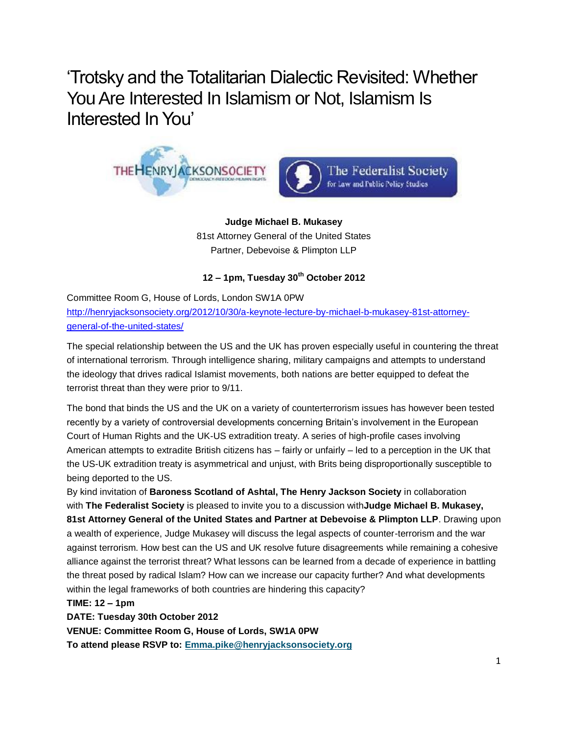# 'Trotsky and the Totalitarian Dialectic Revisited: Whether You Are Interested In Islamism or Not, Islamism Is Interested In You'

**Judge Michael B. Mukasey**
81st Attorney General of the United States
Partner, Debevoise & Plimpton LLP

**12 – 1pm, Tuesday 30th October 2012**

Committee Room G, House of Lords, London SW1A 0PW
http://henryjacksonsociety.org/2012/10/30/a-keynote-lecture-by-michael-b-mukasey-81st-attorney-general-of-the-united-states/

The special relationship between the US and the UK has proven especially useful in countering the threat of international terrorism. Through intelligence sharing, military campaigns and attempts to understand the ideology that drives radical Islamist movements, both nations are better equipped to defeat the terrorist threat than they were prior to 9/11.

The bond that binds the US and the UK on a variety of counterterrorism issues has however been tested recently by a variety of controversial developments concerning Britain's involvement in the European Court of Human Rights and the UK-US extradition treaty. A series of high-profile cases involving American attempts to extradite British citizens has – fairly or unfairly – led to a perception in the UK that the US-UK extradition treaty is asymmetrical and unjust, with Brits being disproportionally susceptible to being deported to the US.

By kind invitation of **Baroness Scotland of Ashtal, The Henry Jackson Society** in collaboration with **The Federalist Society** is pleased to invite you to a discussion with**Judge Michael B. Mukasey, 81st Attorney General of the United States and Partner at Debevoise & Plimpton LLP**. Drawing upon a wealth of experience, Judge Mukasey will discuss the legal aspects of counter-terrorism and the war against terrorism. How best can the US and UK resolve future disagreements while remaining a cohesive alliance against the terrorist threat? What lessons can be learned from a decade of experience in battling the threat posed by radical Islam? How can we increase our capacity further? And what developments within the legal frameworks of both countries are hindering this capacity?

**TIME: 12 – 1pm**
**DATE: Tuesday 30th October 2012**
**VENUE: Committee Room G, House of Lords, SW1A 0PW**
**To attend please RSVP to: Emma.pike@henryjacksonsociety.org**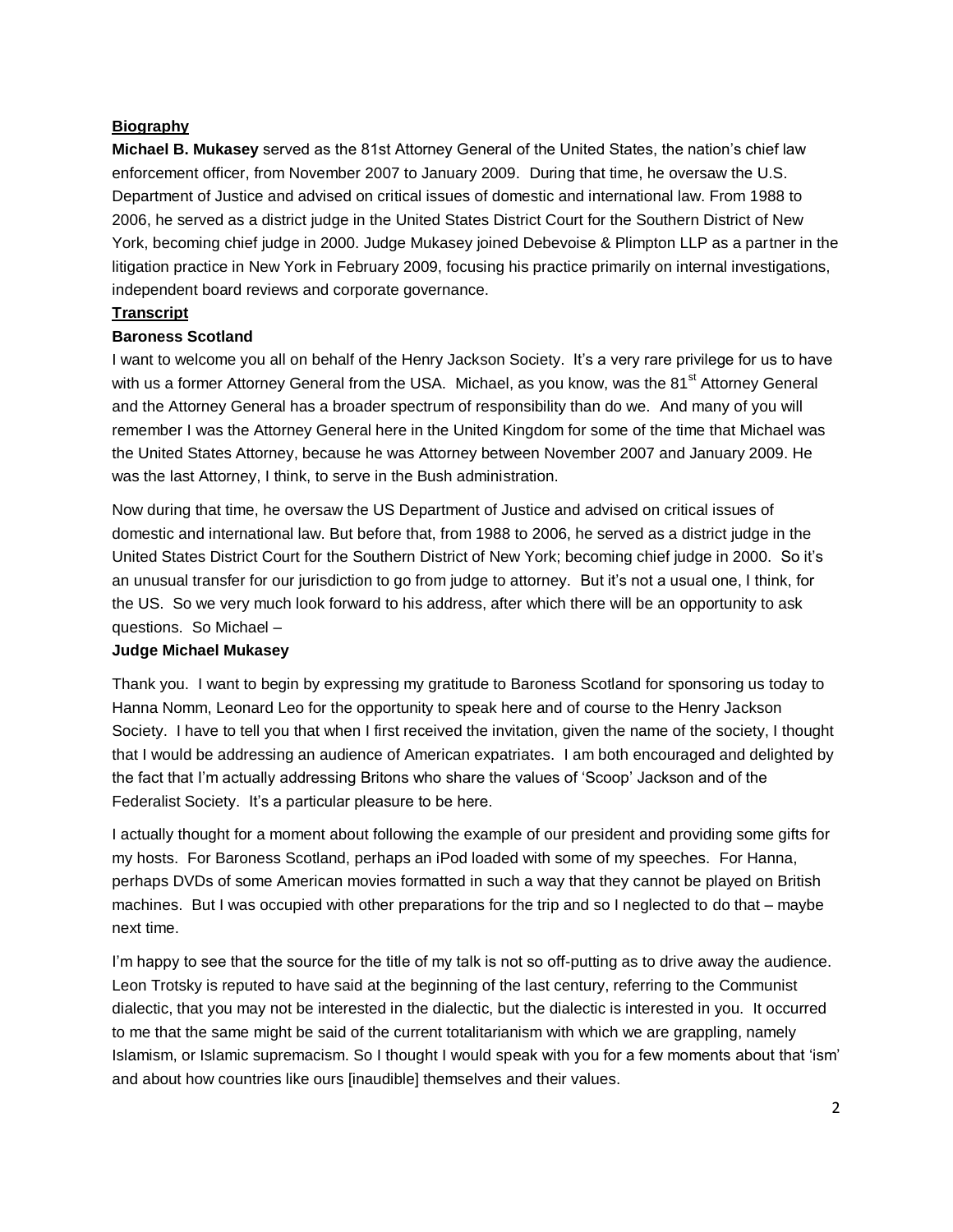**Biography**

**Michael B. Mukasey** served as the 81st Attorney General of the United States, the nation's chief law enforcement officer, from November 2007 to January 2009. During that time, he oversaw the U.S. Department of Justice and advised on critical issues of domestic and international law. From 1988 to 2006, he served as a district judge in the United States District Court for the Southern District of New York, becoming chief judge in 2000. Judge Mukasey joined Debevoise & Plimpton LLP as a partner in the litigation practice in New York in February 2009, focusing his practice primarily on internal investigations, independent board reviews and corporate governance.

**Transcript**

**Baroness Scotland**

I want to welcome you all on behalf of the Henry Jackson Society. It's a very rare privilege for us to have with us a former Attorney General from the USA. Michael, as you know, was the 81st Attorney General and the Attorney General has a broader spectrum of responsibility than do we. And many of you will remember I was the Attorney General here in the United Kingdom for some of the time that Michael was the United States Attorney, because he was Attorney between November 2007 and January 2009. He was the last Attorney, I think, to serve in the Bush administration.

Now during that time, he oversaw the US Department of Justice and advised on critical issues of domestic and international law. But before that, from 1988 to 2006, he served as a district judge in the United States District Court for the Southern District of New York; becoming chief judge in 2000. So it's an unusual transfer for our jurisdiction to go from judge to attorney. But it's not a usual one, I think, for the US. So we very much look forward to his address, after which there will be an opportunity to ask questions. So Michael –

**Judge Michael Mukasey**

Thank you. I want to begin by expressing my gratitude to Baroness Scotland for sponsoring us today to Hanna Nomm, Leonard Leo for the opportunity to speak here and of course to the Henry Jackson Society. I have to tell you that when I first received the invitation, given the name of the society, I thought that I would be addressing an audience of American expatriates. I am both encouraged and delighted by the fact that I'm actually addressing Britons who share the values of 'Scoop' Jackson and of the Federalist Society. It's a particular pleasure to be here.

I actually thought for a moment about following the example of our president and providing some gifts for my hosts. For Baroness Scotland, perhaps an iPod loaded with some of my speeches. For Hanna, perhaps DVDs of some American movies formatted in such a way that they cannot be played on British machines. But I was occupied with other preparations for the trip and so I neglected to do that – maybe next time.

I'm happy to see that the source for the title of my talk is not so off-putting as to drive away the audience. Leon Trotsky is reputed to have said at the beginning of the last century, referring to the Communist dialectic, that you may not be interested in the dialectic, but the dialectic is interested in you. It occurred to me that the same might be said of the current totalitarianism with which we are grappling, namely Islamism, or Islamic supremacism. So I thought I would speak with you for a few moments about that 'ism' and about how countries like ours [inaudible] themselves and their values.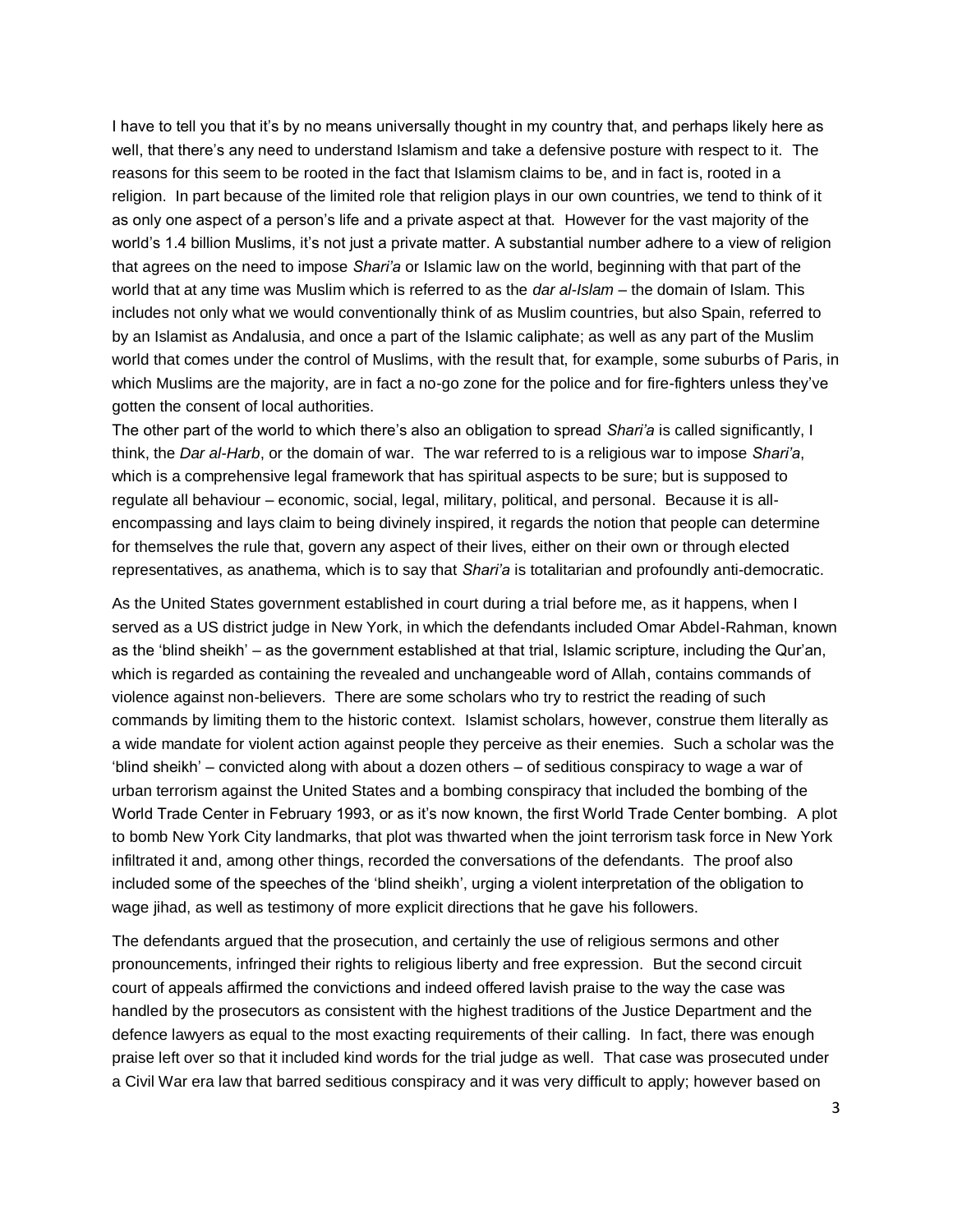I have to tell you that it's by no means universally thought in my country that, and perhaps likely here as well, that there's any need to understand Islamism and take a defensive posture with respect to it. The reasons for this seem to be rooted in the fact that Islamism claims to be, and in fact is, rooted in a religion. In part because of the limited role that religion plays in our own countries, we tend to think of it as only one aspect of a person's life and a private aspect at that. However for the vast majority of the world's 1.4 billion Muslims, it's not just a private matter. A substantial number adhere to a view of religion that agrees on the need to impose *Shari'a* or Islamic law on the world, beginning with that part of the world that at any time was Muslim which is referred to as the *dar al-Islam* – the domain of Islam. This includes not only what we would conventionally think of as Muslim countries, but also Spain, referred to by an Islamist as Andalusia, and once a part of the Islamic caliphate; as well as any part of the Muslim world that comes under the control of Muslims, with the result that, for example, some suburbs of Paris, in which Muslims are the majority, are in fact a no-go zone for the police and for fire-fighters unless they've gotten the consent of local authorities.

The other part of the world to which there's also an obligation to spread *Shari'a* is called significantly, I think, the *Dar al-Harb*, or the domain of war. The war referred to is a religious war to impose *Shari'a*, which is a comprehensive legal framework that has spiritual aspects to be sure; but is supposed to regulate all behaviour – economic, social, legal, military, political, and personal. Because it is all-encompassing and lays claim to being divinely inspired, it regards the notion that people can determine for themselves the rule that, govern any aspect of their lives, either on their own or through elected representatives, as anathema, which is to say that *Shari'a* is totalitarian and profoundly anti-democratic.

As the United States government established in court during a trial before me, as it happens, when I served as a US district judge in New York, in which the defendants included Omar Abdel-Rahman, known as the 'blind sheikh' – as the government established at that trial, Islamic scripture, including the Qur'an, which is regarded as containing the revealed and unchangeable word of Allah, contains commands of violence against non-believers. There are some scholars who try to restrict the reading of such commands by limiting them to the historic context. Islamist scholars, however, construe them literally as a wide mandate for violent action against people they perceive as their enemies. Such a scholar was the 'blind sheikh' – convicted along with about a dozen others – of seditious conspiracy to wage a war of urban terrorism against the United States and a bombing conspiracy that included the bombing of the World Trade Center in February 1993, or as it's now known, the first World Trade Center bombing. A plot to bomb New York City landmarks, that plot was thwarted when the joint terrorism task force in New York infiltrated it and, among other things, recorded the conversations of the defendants. The proof also included some of the speeches of the 'blind sheikh', urging a violent interpretation of the obligation to wage jihad, as well as testimony of more explicit directions that he gave his followers.

The defendants argued that the prosecution, and certainly the use of religious sermons and other pronouncements, infringed their rights to religious liberty and free expression. But the second circuit court of appeals affirmed the convictions and indeed offered lavish praise to the way the case was handled by the prosecutors as consistent with the highest traditions of the Justice Department and the defence lawyers as equal to the most exacting requirements of their calling. In fact, there was enough praise left over so that it included kind words for the trial judge as well. That case was prosecuted under a Civil War era law that barred seditious conspiracy and it was very difficult to apply; however based on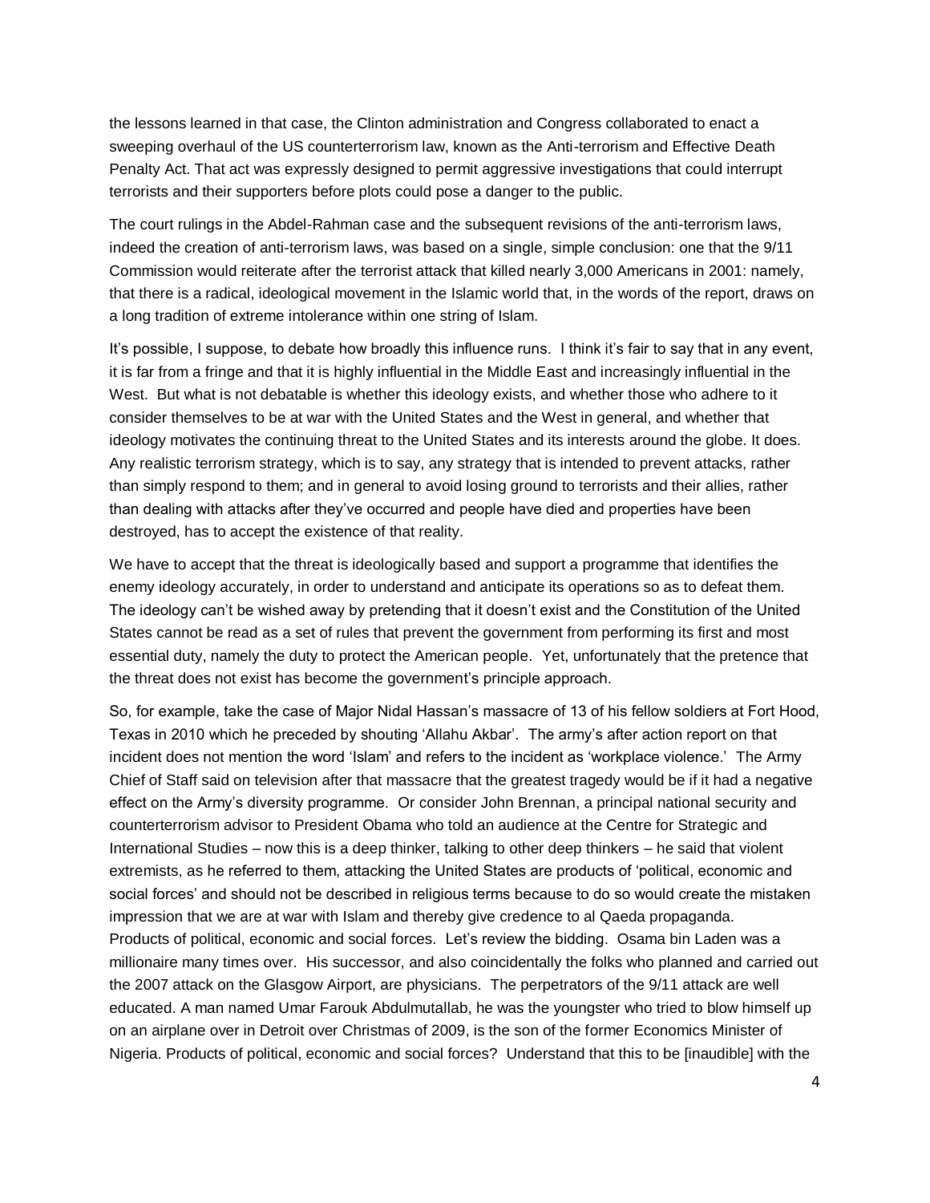the lessons learned in that case, the Clinton administration and Congress collaborated to enact a sweeping overhaul of the US counterterrorism law, known as the Anti-terrorism and Effective Death Penalty Act. That act was expressly designed to permit aggressive investigations that could interrupt terrorists and their supporters before plots could pose a danger to the public.

The court rulings in the Abdel-Rahman case and the subsequent revisions of the anti-terrorism laws, indeed the creation of anti-terrorism laws, was based on a single, simple conclusion: one that the 9/11 Commission would reiterate after the terrorist attack that killed nearly 3,000 Americans in 2001: namely, that there is a radical, ideological movement in the Islamic world that, in the words of the report, draws on a long tradition of extreme intolerance within one string of Islam.

It's possible, I suppose, to debate how broadly this influence runs. I think it's fair to say that in any event, it is far from a fringe and that it is highly influential in the Middle East and increasingly influential in the West. But what is not debatable is whether this ideology exists, and whether those who adhere to it consider themselves to be at war with the United States and the West in general, and whether that ideology motivates the continuing threat to the United States and its interests around the globe. It does. Any realistic terrorism strategy, which is to say, any strategy that is intended to prevent attacks, rather than simply respond to them; and in general to avoid losing ground to terrorists and their allies, rather than dealing with attacks after they've occurred and people have died and properties have been destroyed, has to accept the existence of that reality.

We have to accept that the threat is ideologically based and support a programme that identifies the enemy ideology accurately, in order to understand and anticipate its operations so as to defeat them. The ideology can't be wished away by pretending that it doesn't exist and the Constitution of the United States cannot be read as a set of rules that prevent the government from performing its first and most essential duty, namely the duty to protect the American people. Yet, unfortunately that the pretence that the threat does not exist has become the government's principle approach.

So, for example, take the case of Major Nidal Hassan's massacre of 13 of his fellow soldiers at Fort Hood, Texas in 2010 which he preceded by shouting 'Allahu Akbar'. The army's after action report on that incident does not mention the word 'Islam' and refers to the incident as 'workplace violence.' The Army Chief of Staff said on television after that massacre that the greatest tragedy would be if it had a negative effect on the Army's diversity programme. Or consider John Brennan, a principal national security and counterterrorism advisor to President Obama who told an audience at the Centre for Strategic and International Studies – now this is a deep thinker, talking to other deep thinkers – he said that violent extremists, as he referred to them, attacking the United States are products of 'political, economic and social forces' and should not be described in religious terms because to do so would create the mistaken impression that we are at war with Islam and thereby give credence to al Qaeda propaganda. Products of political, economic and social forces. Let's review the bidding. Osama bin Laden was a millionaire many times over. His successor, and also coincidentally the folks who planned and carried out the 2007 attack on the Glasgow Airport, are physicians. The perpetrators of the 9/11 attack are well educated. A man named Umar Farouk Abdulmutallab, he was the youngster who tried to blow himself up on an airplane over in Detroit over Christmas of 2009, is the son of the former Economics Minister of Nigeria. Products of political, economic and social forces? Understand that this to be [inaudible] with the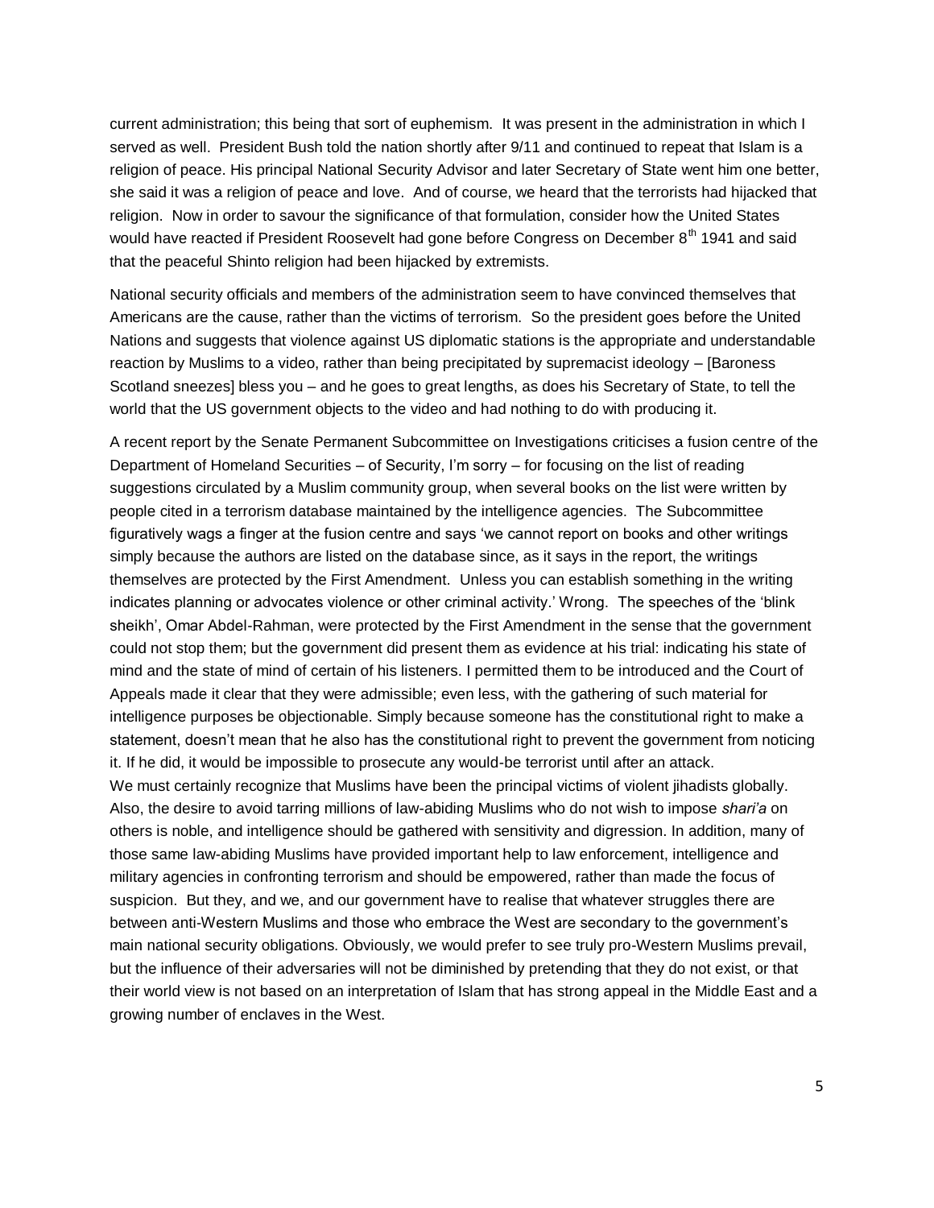current administration; this being that sort of euphemism. It was present in the administration in which I served as well. President Bush told the nation shortly after 9/11 and continued to repeat that Islam is a religion of peace. His principal National Security Advisor and later Secretary of State went him one better, she said it was a religion of peace and love. And of course, we heard that the terrorists had hijacked that religion. Now in order to savour the significance of that formulation, consider how the United States would have reacted if President Roosevelt had gone before Congress on December 8th 1941 and said that the peaceful Shinto religion had been hijacked by extremists.

National security officials and members of the administration seem to have convinced themselves that Americans are the cause, rather than the victims of terrorism. So the president goes before the United Nations and suggests that violence against US diplomatic stations is the appropriate and understandable reaction by Muslims to a video, rather than being precipitated by supremacist ideology – [Baroness Scotland sneezes] bless you – and he goes to great lengths, as does his Secretary of State, to tell the world that the US government objects to the video and had nothing to do with producing it.

A recent report by the Senate Permanent Subcommittee on Investigations criticises a fusion centre of the Department of Homeland Securities – of Security, I'm sorry – for focusing on the list of reading suggestions circulated by a Muslim community group, when several books on the list were written by people cited in a terrorism database maintained by the intelligence agencies. The Subcommittee figuratively wags a finger at the fusion centre and says 'we cannot report on books and other writings simply because the authors are listed on the database since, as it says in the report, the writings themselves are protected by the First Amendment. Unless you can establish something in the writing indicates planning or advocates violence or other criminal activity.' Wrong. The speeches of the 'blink sheikh', Omar Abdel-Rahman, were protected by the First Amendment in the sense that the government could not stop them; but the government did present them as evidence at his trial: indicating his state of mind and the state of mind of certain of his listeners. I permitted them to be introduced and the Court of Appeals made it clear that they were admissible; even less, with the gathering of such material for intelligence purposes be objectionable. Simply because someone has the constitutional right to make a statement, doesn't mean that he also has the constitutional right to prevent the government from noticing it. If he did, it would be impossible to prosecute any would-be terrorist until after an attack.

We must certainly recognize that Muslims have been the principal victims of violent jihadists globally. Also, the desire to avoid tarring millions of law-abiding Muslims who do not wish to impose *shari'a* on others is noble, and intelligence should be gathered with sensitivity and digression. In addition, many of those same law-abiding Muslims have provided important help to law enforcement, intelligence and military agencies in confronting terrorism and should be empowered, rather than made the focus of suspicion. But they, and we, and our government have to realise that whatever struggles there are between anti-Western Muslims and those who embrace the West are secondary to the government's main national security obligations. Obviously, we would prefer to see truly pro-Western Muslims prevail, but the influence of their adversaries will not be diminished by pretending that they do not exist, or that their world view is not based on an interpretation of Islam that has strong appeal in the Middle East and a growing number of enclaves in the West.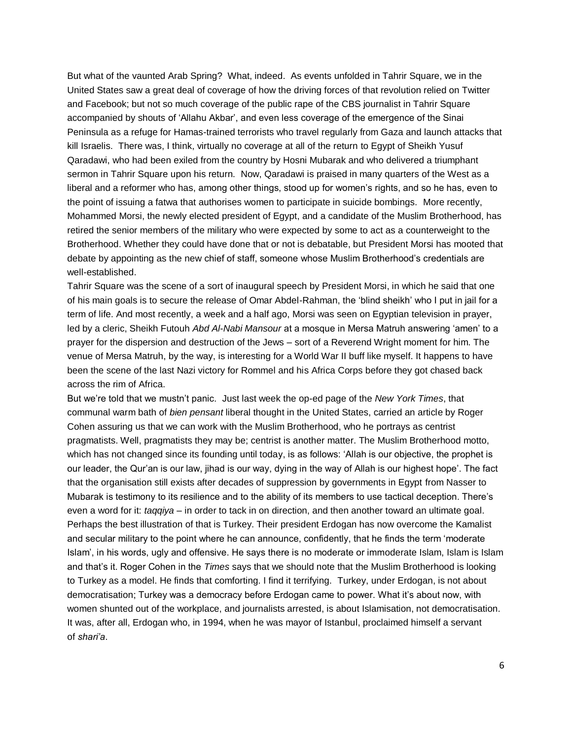But what of the vaunted Arab Spring? What, indeed. As events unfolded in Tahrir Square, we in the United States saw a great deal of coverage of how the driving forces of that revolution relied on Twitter and Facebook; but not so much coverage of the public rape of the CBS journalist in Tahrir Square accompanied by shouts of 'Allahu Akbar', and even less coverage of the emergence of the Sinai Peninsula as a refuge for Hamas-trained terrorists who travel regularly from Gaza and launch attacks that kill Israelis. There was, I think, virtually no coverage at all of the return to Egypt of Sheikh Yusuf Qaradawi, who had been exiled from the country by Hosni Mubarak and who delivered a triumphant sermon in Tahrir Square upon his return. Now, Qaradawi is praised in many quarters of the West as a liberal and a reformer who has, among other things, stood up for women's rights, and so he has, even to the point of issuing a fatwa that authorises women to participate in suicide bombings. More recently, Mohammed Morsi, the newly elected president of Egypt, and a candidate of the Muslim Brotherhood, has retired the senior members of the military who were expected by some to act as a counterweight to the Brotherhood. Whether they could have done that or not is debatable, but President Morsi has mooted that debate by appointing as the new chief of staff, someone whose Muslim Brotherhood's credentials are well-established.

Tahrir Square was the scene of a sort of inaugural speech by President Morsi, in which he said that one of his main goals is to secure the release of Omar Abdel-Rahman, the 'blind sheikh' who I put in jail for a term of life. And most recently, a week and a half ago, Morsi was seen on Egyptian television in prayer, led by a cleric, Sheikh Futouh *Abd Al-Nabi Mansour* at a mosque in Mersa Matruh answering 'amen' to a prayer for the dispersion and destruction of the Jews – sort of a Reverend Wright moment for him. The venue of Mersa Matruh, by the way, is interesting for a World War II buff like myself. It happens to have been the scene of the last Nazi victory for Rommel and his Africa Corps before they got chased back across the rim of Africa.

But we're told that we mustn't panic. Just last week the op-ed page of the *New York Times*, that communal warm bath of *bien pensant* liberal thought in the United States, carried an article by Roger Cohen assuring us that we can work with the Muslim Brotherhood, who he portrays as centrist pragmatists. Well, pragmatists they may be; centrist is another matter. The Muslim Brotherhood motto, which has not changed since its founding until today, is as follows: 'Allah is our objective, the prophet is our leader, the Qur'an is our law, jihad is our way, dying in the way of Allah is our highest hope'. The fact that the organisation still exists after decades of suppression by governments in Egypt from Nasser to Mubarak is testimony to its resilience and to the ability of its members to use tactical deception. There's even a word for it: *taqqiya* – in order to tack in on direction, and then another toward an ultimate goal. Perhaps the best illustration of that is Turkey. Their president Erdogan has now overcome the Kamalist and secular military to the point where he can announce, confidently, that he finds the term 'moderate Islam', in his words, ugly and offensive. He says there is no moderate or immoderate Islam, Islam is Islam and that's it. Roger Cohen in the *Times* says that we should note that the Muslim Brotherhood is looking to Turkey as a model. He finds that comforting. I find it terrifying. Turkey, under Erdogan, is not about democratisation; Turkey was a democracy before Erdogan came to power. What it's about now, with women shunted out of the workplace, and journalists arrested, is about Islamisation, not democratisation. It was, after all, Erdogan who, in 1994, when he was mayor of Istanbul, proclaimed himself a servant of *shari'a*.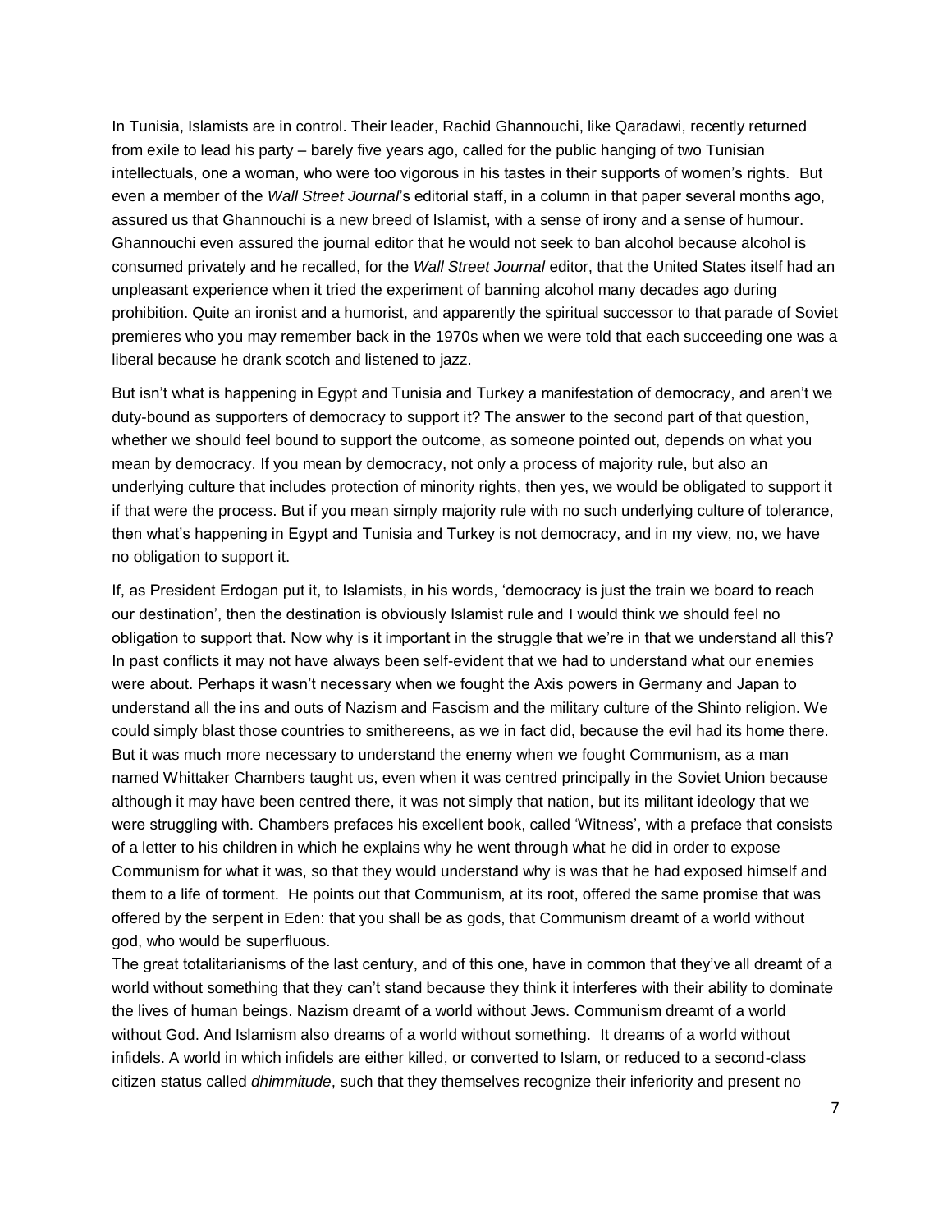In Tunisia, Islamists are in control. Their leader, Rachid Ghannouchi, like Qaradawi, recently returned from exile to lead his party – barely five years ago, called for the public hanging of two Tunisian intellectuals, one a woman, who were too vigorous in his tastes in their supports of women's rights. But even a member of the *Wall Street Journal*'s editorial staff, in a column in that paper several months ago, assured us that Ghannouchi is a new breed of Islamist, with a sense of irony and a sense of humour. Ghannouchi even assured the journal editor that he would not seek to ban alcohol because alcohol is consumed privately and he recalled, for the *Wall Street Journal* editor, that the United States itself had an unpleasant experience when it tried the experiment of banning alcohol many decades ago during prohibition. Quite an ironist and a humorist, and apparently the spiritual successor to that parade of Soviet premieres who you may remember back in the 1970s when we were told that each succeeding one was a liberal because he drank scotch and listened to jazz.

But isn't what is happening in Egypt and Tunisia and Turkey a manifestation of democracy, and aren't we duty-bound as supporters of democracy to support it? The answer to the second part of that question, whether we should feel bound to support the outcome, as someone pointed out, depends on what you mean by democracy. If you mean by democracy, not only a process of majority rule, but also an underlying culture that includes protection of minority rights, then yes, we would be obligated to support it if that were the process. But if you mean simply majority rule with no such underlying culture of tolerance, then what's happening in Egypt and Tunisia and Turkey is not democracy, and in my view, no, we have no obligation to support it.

If, as President Erdogan put it, to Islamists, in his words, 'democracy is just the train we board to reach our destination', then the destination is obviously Islamist rule and I would think we should feel no obligation to support that. Now why is it important in the struggle that we're in that we understand all this? In past conflicts it may not have always been self-evident that we had to understand what our enemies were about. Perhaps it wasn't necessary when we fought the Axis powers in Germany and Japan to understand all the ins and outs of Nazism and Fascism and the military culture of the Shinto religion. We could simply blast those countries to smithereens, as we in fact did, because the evil had its home there. But it was much more necessary to understand the enemy when we fought Communism, as a man named Whittaker Chambers taught us, even when it was centred principally in the Soviet Union because although it may have been centred there, it was not simply that nation, but its militant ideology that we were struggling with. Chambers prefaces his excellent book, called 'Witness', with a preface that consists of a letter to his children in which he explains why he went through what he did in order to expose Communism for what it was, so that they would understand why is was that he had exposed himself and them to a life of torment. He points out that Communism, at its root, offered the same promise that was offered by the serpent in Eden: that you shall be as gods, that Communism dreamt of a world without god, who would be superfluous.

The great totalitarianisms of the last century, and of this one, have in common that they've all dreamt of a world without something that they can't stand because they think it interferes with their ability to dominate the lives of human beings. Nazism dreamt of a world without Jews. Communism dreamt of a world without God. And Islamism also dreams of a world without something. It dreams of a world without infidels. A world in which infidels are either killed, or converted to Islam, or reduced to a second-class citizen status called *dhimmitude*, such that they themselves recognize their inferiority and present no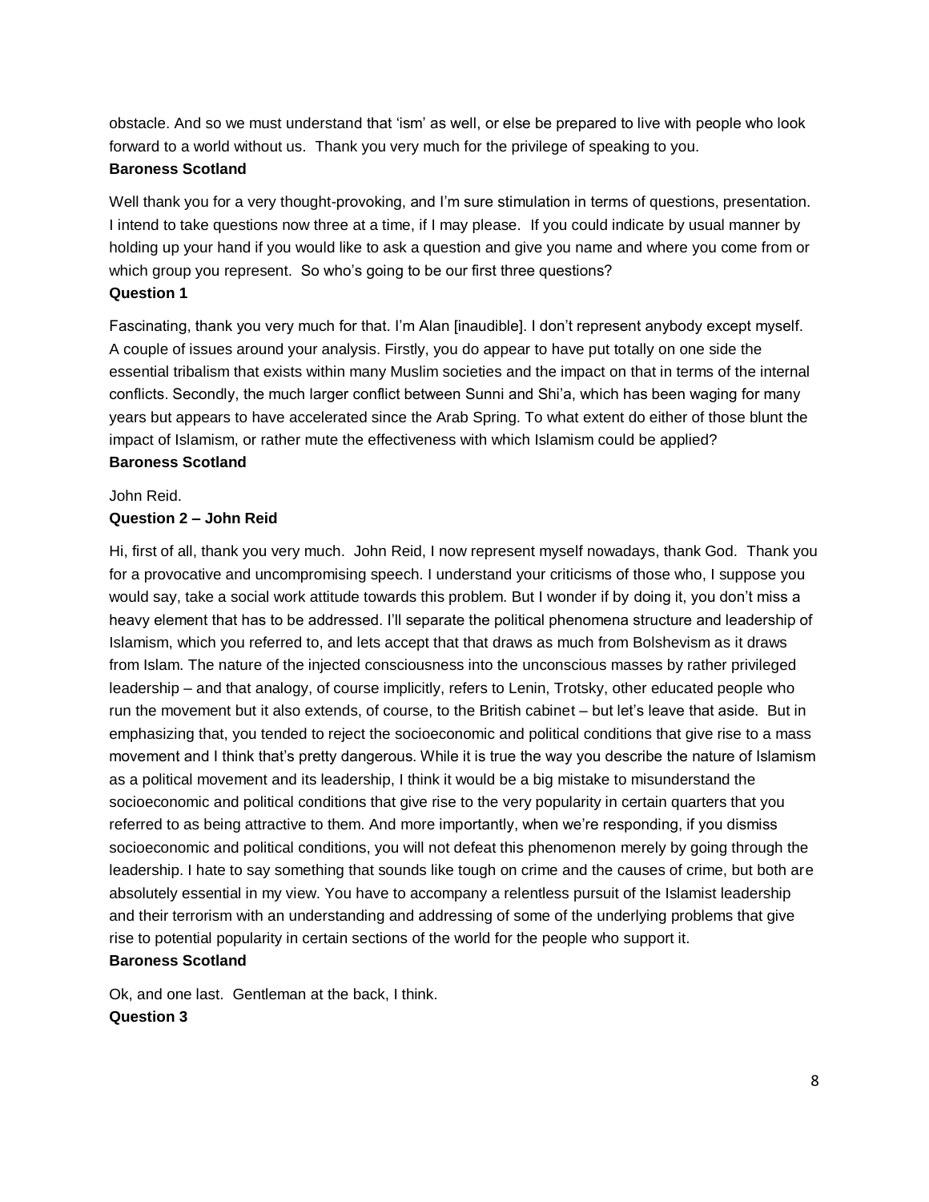obstacle. And so we must understand that 'ism' as well, or else be prepared to live with people who look forward to a world without us. Thank you very much for the privilege of speaking to you.

**Baroness Scotland**

Well thank you for a very thought-provoking, and I'm sure stimulation in terms of questions, presentation. I intend to take questions now three at a time, if I may please. If you could indicate by usual manner by holding up your hand if you would like to ask a question and give you name and where you come from or which group you represent. So who's going to be our first three questions?

**Question 1**

Fascinating, thank you very much for that. I'm Alan [inaudible]. I don't represent anybody except myself. A couple of issues around your analysis. Firstly, you do appear to have put totally on one side the essential tribalism that exists within many Muslim societies and the impact on that in terms of the internal conflicts. Secondly, the much larger conflict between Sunni and Shi'a, which has been waging for many years but appears to have accelerated since the Arab Spring. To what extent do either of those blunt the impact of Islamism, or rather mute the effectiveness with which Islamism could be applied?

**Baroness Scotland**

John Reid.

**Question 2 – John Reid**

Hi, first of all, thank you very much. John Reid, I now represent myself nowadays, thank God. Thank you for a provocative and uncompromising speech. I understand your criticisms of those who, I suppose you would say, take a social work attitude towards this problem. But I wonder if by doing it, you don't miss a heavy element that has to be addressed. I'll separate the political phenomena structure and leadership of Islamism, which you referred to, and lets accept that that draws as much from Bolshevism as it draws from Islam. The nature of the injected consciousness into the unconscious masses by rather privileged leadership – and that analogy, of course implicitly, refers to Lenin, Trotsky, other educated people who run the movement but it also extends, of course, to the British cabinet – but let's leave that aside. But in emphasizing that, you tended to reject the socioeconomic and political conditions that give rise to a mass movement and I think that's pretty dangerous. While it is true the way you describe the nature of Islamism as a political movement and its leadership, I think it would be a big mistake to misunderstand the socioeconomic and political conditions that give rise to the very popularity in certain quarters that you referred to as being attractive to them. And more importantly, when we're responding, if you dismiss socioeconomic and political conditions, you will not defeat this phenomenon merely by going through the leadership. I hate to say something that sounds like tough on crime and the causes of crime, but both are absolutely essential in my view. You have to accompany a relentless pursuit of the Islamist leadership and their terrorism with an understanding and addressing of some of the underlying problems that give rise to potential popularity in certain sections of the world for the people who support it.

**Baroness Scotland**

Ok, and one last. Gentleman at the back, I think.

**Question 3**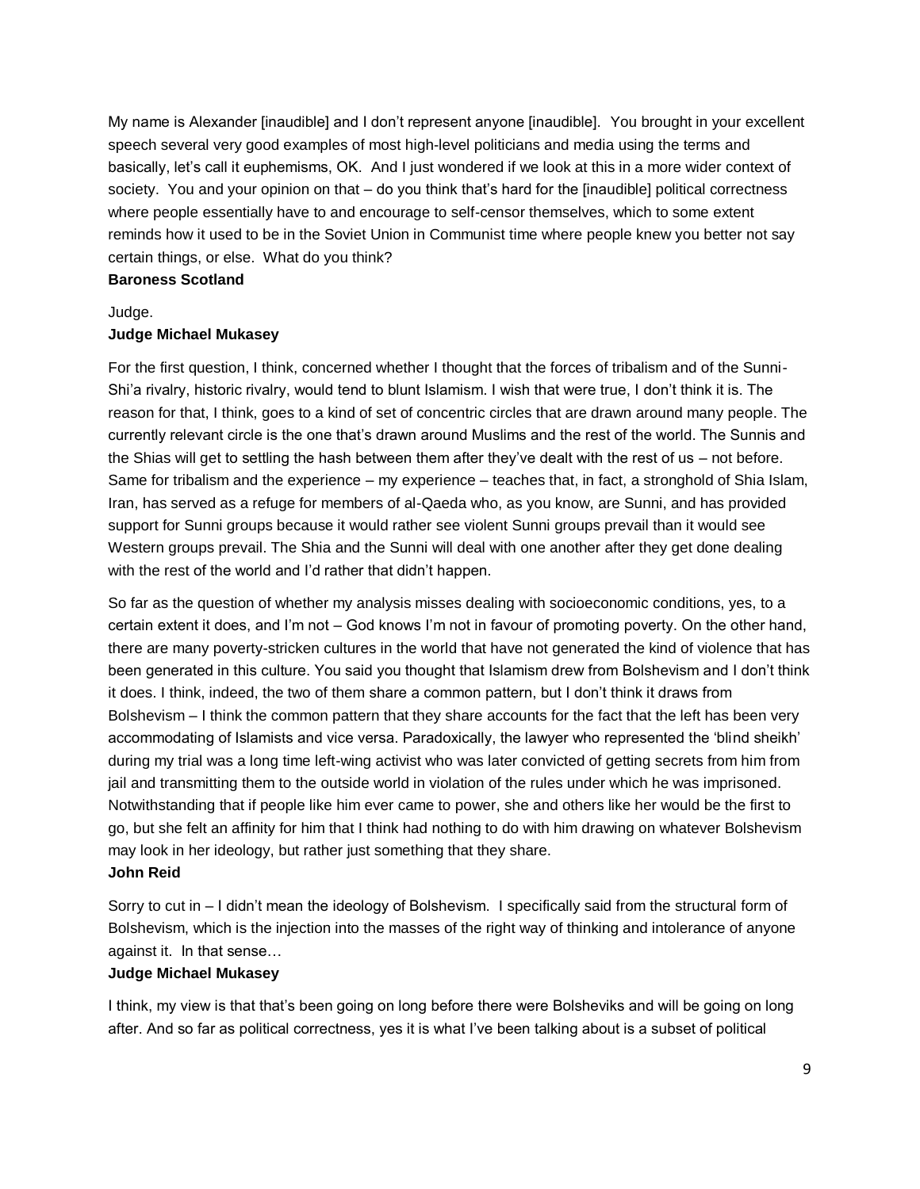My name is Alexander [inaudible] and I don't represent anyone [inaudible]. You brought in your excellent speech several very good examples of most high-level politicians and media using the terms and basically, let's call it euphemisms, OK. And I just wondered if we look at this in a more wider context of society. You and your opinion on that – do you think that's hard for the [inaudible] political correctness where people essentially have to and encourage to self-censor themselves, which to some extent reminds how it used to be in the Soviet Union in Communist time where people knew you better not say certain things, or else. What do you think?

**Baroness Scotland**

Judge.

**Judge Michael Mukasey**

For the first question, I think, concerned whether I thought that the forces of tribalism and of the Sunni-Shi'a rivalry, historic rivalry, would tend to blunt Islamism. I wish that were true, I don't think it is. The reason for that, I think, goes to a kind of set of concentric circles that are drawn around many people. The currently relevant circle is the one that's drawn around Muslims and the rest of the world. The Sunnis and the Shias will get to settling the hash between them after they've dealt with the rest of us – not before. Same for tribalism and the experience – my experience – teaches that, in fact, a stronghold of Shia Islam, Iran, has served as a refuge for members of al-Qaeda who, as you know, are Sunni, and has provided support for Sunni groups because it would rather see violent Sunni groups prevail than it would see Western groups prevail. The Shia and the Sunni will deal with one another after they get done dealing with the rest of the world and I'd rather that didn't happen.

So far as the question of whether my analysis misses dealing with socioeconomic conditions, yes, to a certain extent it does, and I'm not – God knows I'm not in favour of promoting poverty. On the other hand, there are many poverty-stricken cultures in the world that have not generated the kind of violence that has been generated in this culture. You said you thought that Islamism drew from Bolshevism and I don't think it does. I think, indeed, the two of them share a common pattern, but I don't think it draws from Bolshevism – I think the common pattern that they share accounts for the fact that the left has been very accommodating of Islamists and vice versa. Paradoxically, the lawyer who represented the 'blind sheikh' during my trial was a long time left-wing activist who was later convicted of getting secrets from him from jail and transmitting them to the outside world in violation of the rules under which he was imprisoned. Notwithstanding that if people like him ever came to power, she and others like her would be the first to go, but she felt an affinity for him that I think had nothing to do with him drawing on whatever Bolshevism may look in her ideology, but rather just something that they share.

**John Reid**

Sorry to cut in – I didn't mean the ideology of Bolshevism. I specifically said from the structural form of Bolshevism, which is the injection into the masses of the right way of thinking and intolerance of anyone against it. In that sense…

**Judge Michael Mukasey**

I think, my view is that that's been going on long before there were Bolsheviks and will be going on long after. And so far as political correctness, yes it is what I've been talking about is a subset of political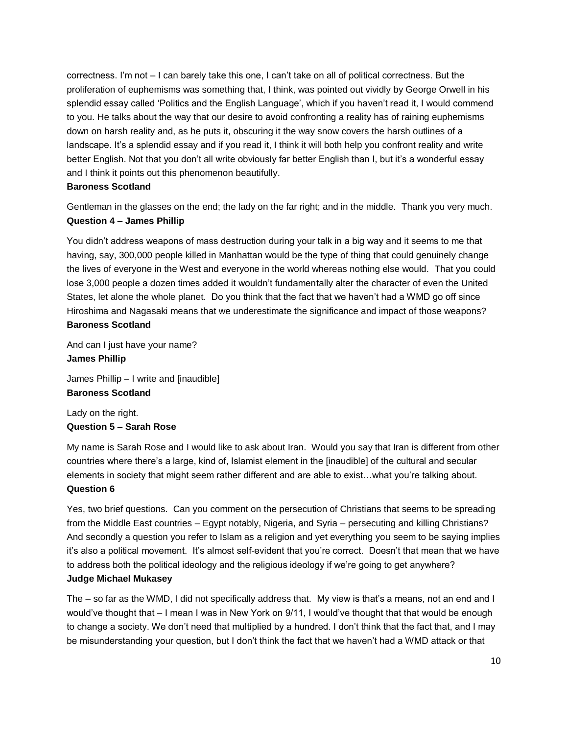correctness. I'm not – I can barely take this one, I can't take on all of political correctness. But the proliferation of euphemisms was something that, I think, was pointed out vividly by George Orwell in his splendid essay called 'Politics and the English Language', which if you haven't read it, I would commend to you. He talks about the way that our desire to avoid confronting a reality has of raining euphemisms down on harsh reality and, as he puts it, obscuring it the way snow covers the harsh outlines of a landscape. It's a splendid essay and if you read it, I think it will both help you confront reality and write better English. Not that you don't all write obviously far better English than I, but it's a wonderful essay and I think it points out this phenomenon beautifully.

**Baroness Scotland**

Gentleman in the glasses on the end; the lady on the far right; and in the middle. Thank you very much.

**Question 4 – James Phillip**

You didn't address weapons of mass destruction during your talk in a big way and it seems to me that having, say, 300,000 people killed in Manhattan would be the type of thing that could genuinely change the lives of everyone in the West and everyone in the world whereas nothing else would. That you could lose 3,000 people a dozen times added it wouldn't fundamentally alter the character of even the United States, let alone the whole planet. Do you think that the fact that we haven't had a WMD go off since Hiroshima and Nagasaki means that we underestimate the significance and impact of those weapons?

**Baroness Scotland**

And can I just have your name?

**James Phillip**

James Phillip – I write and [inaudible]

**Baroness Scotland**

Lady on the right.

**Question 5 – Sarah Rose**

My name is Sarah Rose and I would like to ask about Iran. Would you say that Iran is different from other countries where there's a large, kind of, Islamist element in the [inaudible] of the cultural and secular elements in society that might seem rather different and are able to exist…what you're talking about.

**Question 6**

Yes, two brief questions. Can you comment on the persecution of Christians that seems to be spreading from the Middle East countries – Egypt notably, Nigeria, and Syria – persecuting and killing Christians? And secondly a question you refer to Islam as a religion and yet everything you seem to be saying implies it's also a political movement. It's almost self-evident that you're correct. Doesn't that mean that we have to address both the political ideology and the religious ideology if we're going to get anywhere?

**Judge Michael Mukasey**

The – so far as the WMD, I did not specifically address that. My view is that's a means, not an end and I would've thought that – I mean I was in New York on 9/11, I would've thought that that would be enough to change a society. We don't need that multiplied by a hundred. I don't think that the fact that, and I may be misunderstanding your question, but I don't think the fact that we haven't had a WMD attack or that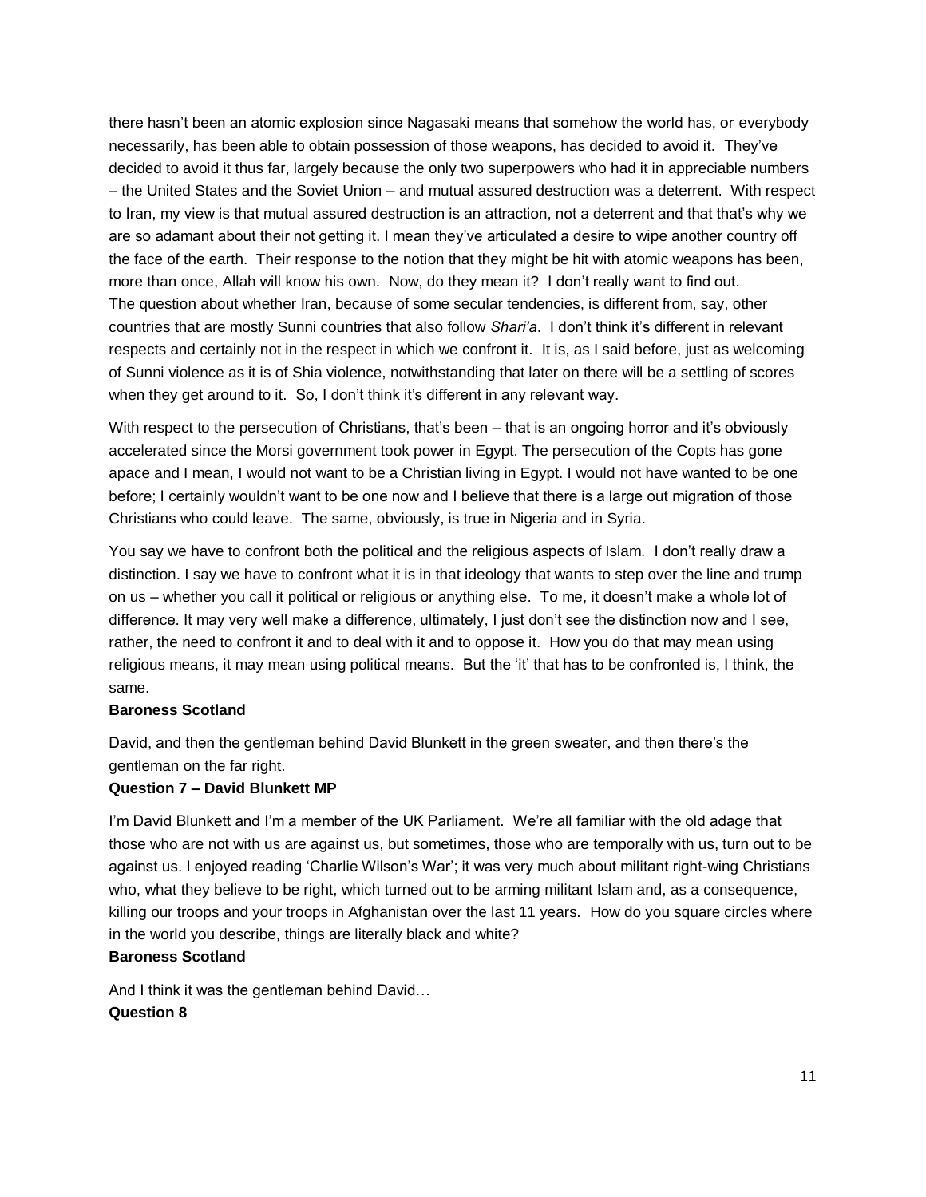there hasn't been an atomic explosion since Nagasaki means that somehow the world has, or everybody necessarily, has been able to obtain possession of those weapons, has decided to avoid it. They've decided to avoid it thus far, largely because the only two superpowers who had it in appreciable numbers – the United States and the Soviet Union – and mutual assured destruction was a deterrent. With respect to Iran, my view is that mutual assured destruction is an attraction, not a deterrent and that that's why we are so adamant about their not getting it. I mean they've articulated a desire to wipe another country off the face of the earth. Their response to the notion that they might be hit with atomic weapons has been, more than once, Allah will know his own. Now, do they mean it? I don't really want to find out.
The question about whether Iran, because of some secular tendencies, is different from, say, other countries that are mostly Sunni countries that also follow *Shari'a*. I don't think it's different in relevant respects and certainly not in the respect in which we confront it. It is, as I said before, just as welcoming of Sunni violence as it is of Shia violence, notwithstanding that later on there will be a settling of scores when they get around to it. So, I don't think it's different in any relevant way.

With respect to the persecution of Christians, that's been – that is an ongoing horror and it's obviously accelerated since the Morsi government took power in Egypt. The persecution of the Copts has gone apace and I mean, I would not want to be a Christian living in Egypt. I would not have wanted to be one before; I certainly wouldn't want to be one now and I believe that there is a large out migration of those Christians who could leave. The same, obviously, is true in Nigeria and in Syria.

You say we have to confront both the political and the religious aspects of Islam. I don't really draw a distinction. I say we have to confront what it is in that ideology that wants to step over the line and trump on us – whether you call it political or religious or anything else. To me, it doesn't make a whole lot of difference. It may very well make a difference, ultimately, I just don't see the distinction now and I see, rather, the need to confront it and to deal with it and to oppose it. How you do that may mean using religious means, it may mean using political means. But the 'it' that has to be confronted is, I think, the same.

**Baroness Scotland**

David, and then the gentleman behind David Blunkett in the green sweater, and then there's the gentleman on the far right.

**Question 7 – David Blunkett MP**

I'm David Blunkett and I'm a member of the UK Parliament. We're all familiar with the old adage that those who are not with us are against us, but sometimes, those who are temporally with us, turn out to be against us. I enjoyed reading 'Charlie Wilson's War'; it was very much about militant right-wing Christians who, what they believe to be right, which turned out to be arming militant Islam and, as a consequence, killing our troops and your troops in Afghanistan over the last 11 years. How do you square circles where in the world you describe, things are literally black and white?

**Baroness Scotland**

And I think it was the gentleman behind David…

**Question 8**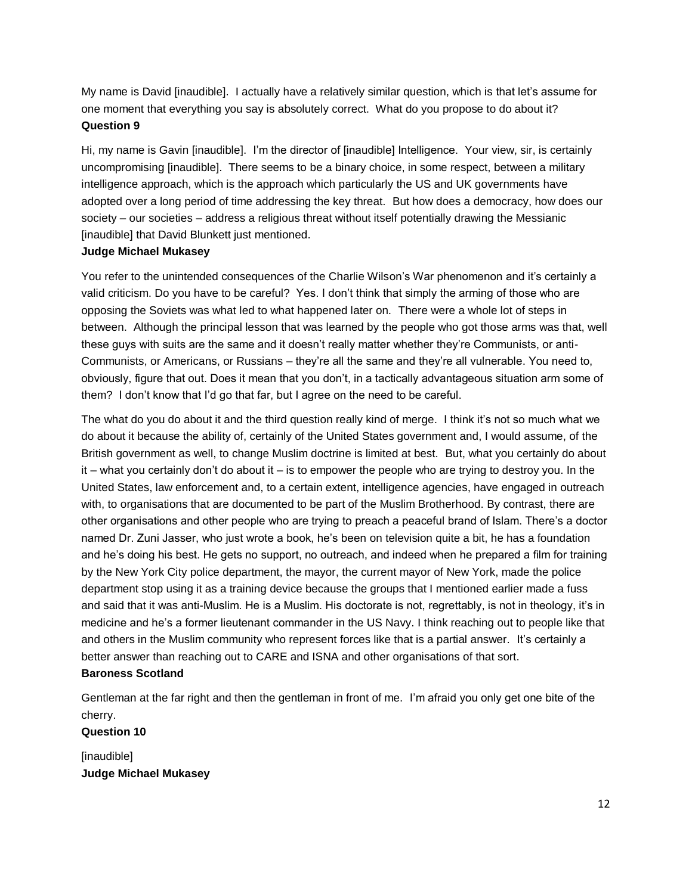My name is David [inaudible]. I actually have a relatively similar question, which is that let's assume for one moment that everything you say is absolutely correct. What do you propose to do about it?

**Question 9**

Hi, my name is Gavin [inaudible]. I'm the director of [inaudible] Intelligence. Your view, sir, is certainly uncompromising [inaudible]. There seems to be a binary choice, in some respect, between a military intelligence approach, which is the approach which particularly the US and UK governments have adopted over a long period of time addressing the key threat. But how does a democracy, how does our society – our societies – address a religious threat without itself potentially drawing the Messianic [inaudible] that David Blunkett just mentioned.

**Judge Michael Mukasey**

You refer to the unintended consequences of the Charlie Wilson's War phenomenon and it's certainly a valid criticism. Do you have to be careful? Yes. I don't think that simply the arming of those who are opposing the Soviets was what led to what happened later on. There were a whole lot of steps in between. Although the principal lesson that was learned by the people who got those arms was that, well these guys with suits are the same and it doesn't really matter whether they're Communists, or anti-Communists, or Americans, or Russians – they're all the same and they're all vulnerable. You need to, obviously, figure that out. Does it mean that you don't, in a tactically advantageous situation arm some of them? I don't know that I'd go that far, but I agree on the need to be careful.

The what do you do about it and the third question really kind of merge. I think it's not so much what we do about it because the ability of, certainly of the United States government and, I would assume, of the British government as well, to change Muslim doctrine is limited at best. But, what you certainly do about it – what you certainly don't do about it – is to empower the people who are trying to destroy you. In the United States, law enforcement and, to a certain extent, intelligence agencies, have engaged in outreach with, to organisations that are documented to be part of the Muslim Brotherhood. By contrast, there are other organisations and other people who are trying to preach a peaceful brand of Islam. There's a doctor named Dr. Zuni Jasser, who just wrote a book, he's been on television quite a bit, he has a foundation and he's doing his best. He gets no support, no outreach, and indeed when he prepared a film for training by the New York City police department, the mayor, the current mayor of New York, made the police department stop using it as a training device because the groups that I mentioned earlier made a fuss and said that it was anti-Muslim. He is a Muslim. His doctorate is not, regrettably, is not in theology, it's in medicine and he's a former lieutenant commander in the US Navy. I think reaching out to people like that and others in the Muslim community who represent forces like that is a partial answer. It's certainly a better answer than reaching out to CARE and ISNA and other organisations of that sort.

**Baroness Scotland**

Gentleman at the far right and then the gentleman in front of me. I'm afraid you only get one bite of the cherry.

**Question 10**

[inaudible]

**Judge Michael Mukasey**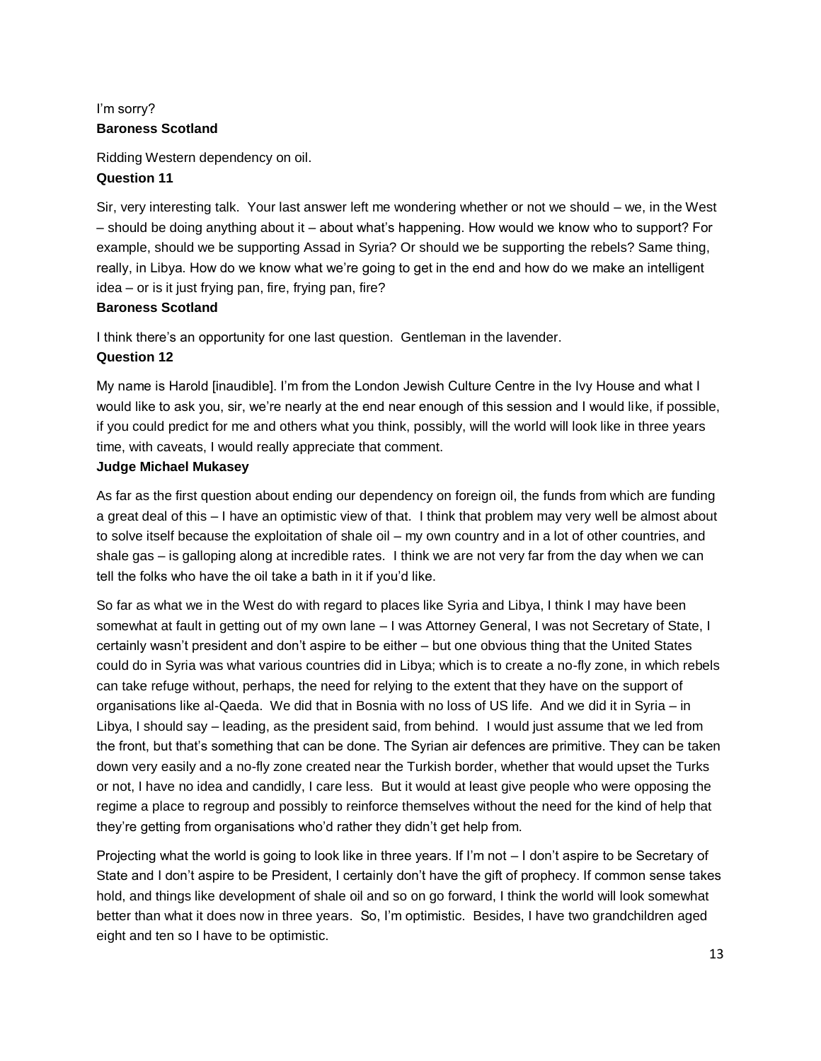I'm sorry?

**Baroness Scotland**

Ridding Western dependency on oil.

**Question 11**

Sir, very interesting talk. Your last answer left me wondering whether or not we should – we, in the West – should be doing anything about it – about what's happening. How would we know who to support? For example, should we be supporting Assad in Syria? Or should we be supporting the rebels? Same thing, really, in Libya. How do we know what we're going to get in the end and how do we make an intelligent idea – or is it just frying pan, fire, frying pan, fire?

**Baroness Scotland**

I think there's an opportunity for one last question. Gentleman in the lavender.

**Question 12**

My name is Harold [inaudible]. I'm from the London Jewish Culture Centre in the Ivy House and what I would like to ask you, sir, we're nearly at the end near enough of this session and I would like, if possible, if you could predict for me and others what you think, possibly, will the world will look like in three years time, with caveats, I would really appreciate that comment.

**Judge Michael Mukasey**

As far as the first question about ending our dependency on foreign oil, the funds from which are funding a great deal of this – I have an optimistic view of that. I think that problem may very well be almost about to solve itself because the exploitation of shale oil – my own country and in a lot of other countries, and shale gas – is galloping along at incredible rates. I think we are not very far from the day when we can tell the folks who have the oil take a bath in it if you'd like.

So far as what we in the West do with regard to places like Syria and Libya, I think I may have been somewhat at fault in getting out of my own lane – I was Attorney General, I was not Secretary of State, I certainly wasn't president and don't aspire to be either – but one obvious thing that the United States could do in Syria was what various countries did in Libya; which is to create a no-fly zone, in which rebels can take refuge without, perhaps, the need for relying to the extent that they have on the support of organisations like al-Qaeda. We did that in Bosnia with no loss of US life. And we did it in Syria – in Libya, I should say – leading, as the president said, from behind. I would just assume that we led from the front, but that's something that can be done. The Syrian air defences are primitive. They can be taken down very easily and a no-fly zone created near the Turkish border, whether that would upset the Turks or not, I have no idea and candidly, I care less. But it would at least give people who were opposing the regime a place to regroup and possibly to reinforce themselves without the need for the kind of help that they're getting from organisations who'd rather they didn't get help from.

Projecting what the world is going to look like in three years. If I'm not – I don't aspire to be Secretary of State and I don't aspire to be President, I certainly don't have the gift of prophecy. If common sense takes hold, and things like development of shale oil and so on go forward, I think the world will look somewhat better than what it does now in three years. So, I'm optimistic. Besides, I have two grandchildren aged eight and ten so I have to be optimistic.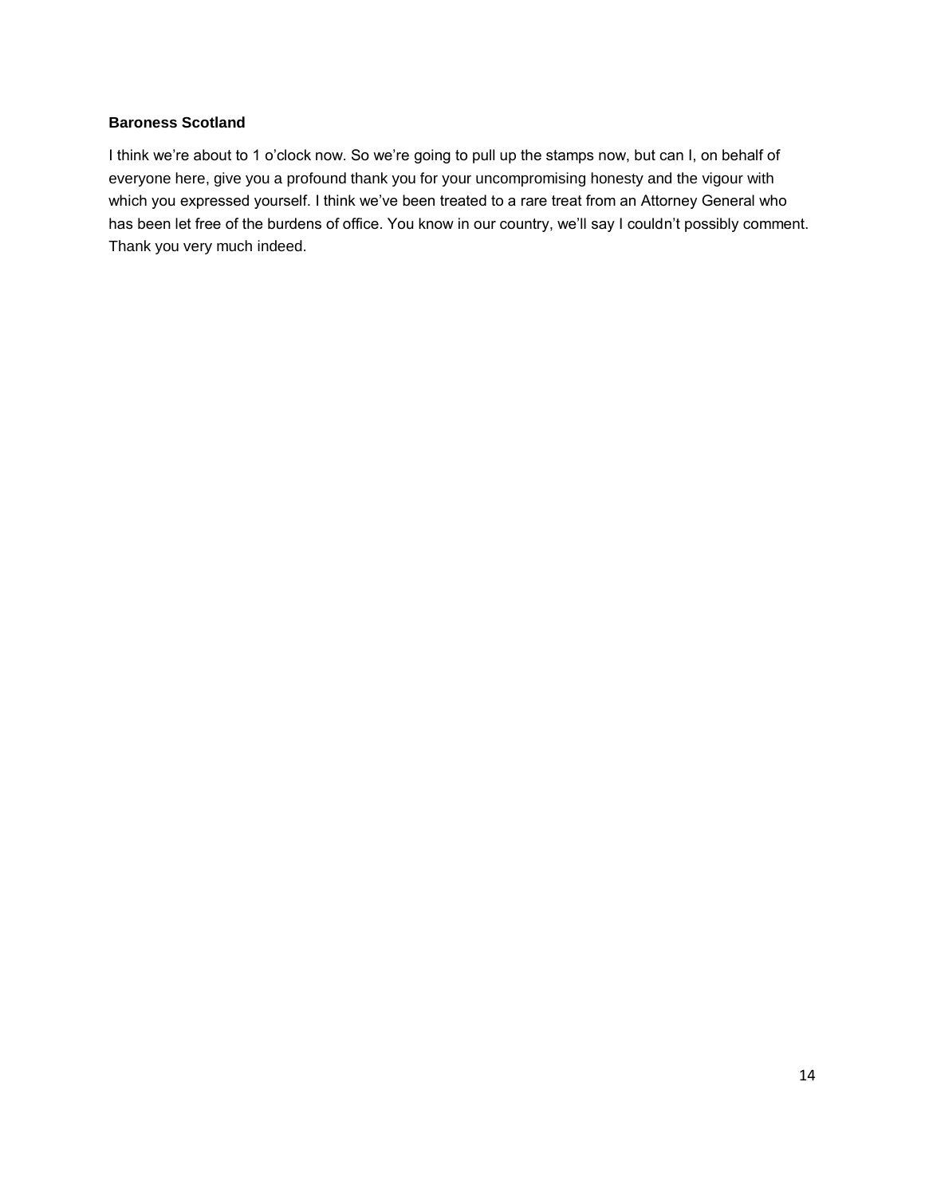**Baroness Scotland**

I think we're about to 1 o'clock now. So we're going to pull up the stamps now, but can I, on behalf of everyone here, give you a profound thank you for your uncompromising honesty and the vigour with which you expressed yourself. I think we've been treated to a rare treat from an Attorney General who has been let free of the burdens of office. You know in our country, we'll say I couldn't possibly comment. Thank you very much indeed.